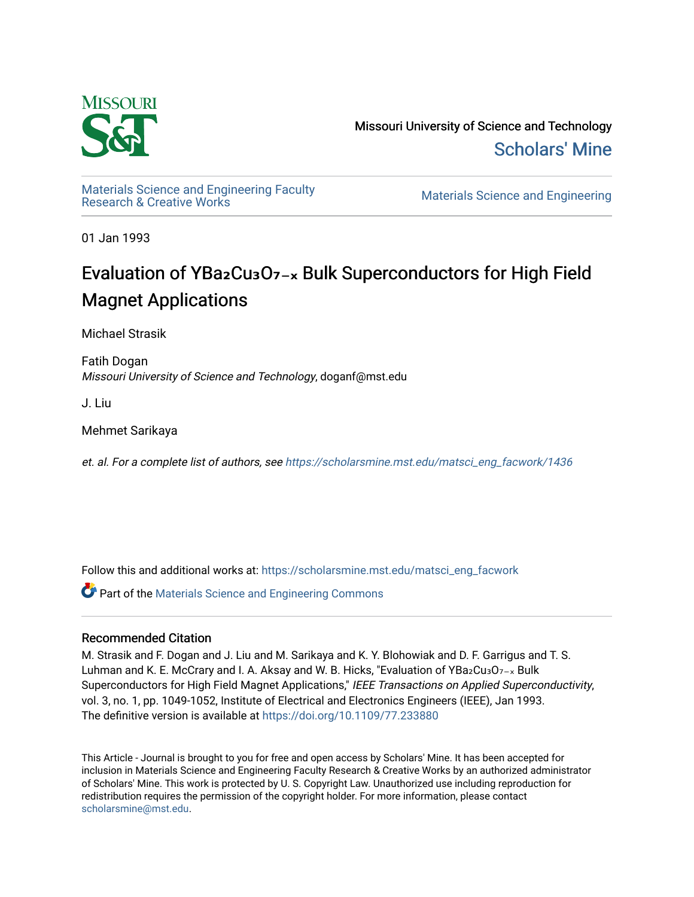Missouri University of Science and Technology

Scholars' Mine

Materials Science and Engineering Faculty Research & Creative Works

Materials Science and Engineering

01 Jan 1993

# Evaluation of $YBa_2Cu_3O_{7-x}$ Bulk Superconductors for High Field Magnet Applications

Michael Strasik

Fatih Dogan
*Missouri University of Science and Technology*, doganf@mst.edu

J. Liu

Mehmet Sarikaya

*et. al. For a complete list of authors, see* https://scholarsmine.mst.edu/matsci_eng_facwork/1436

Follow this and additional works at: https://scholarsmine.mst.edu/matsci_eng_facwork

Part of the Materials Science and Engineering Commons

## Recommended Citation

M. Strasik and F. Dogan and J. Liu and M. Sarikaya and K. Y. Blohowiak and D. F. Garrigus and T. S. Luhman and K. E. McCrary and I. A. Aksay and W. B. Hicks, "Evaluation of $YBa_2Cu_3O_{7-x}$ Bulk Superconductors for High Field Magnet Applications," *IEEE Transactions on Applied Superconductivity*, vol. 3, no. 1, pp. 1049-1052, Institute of Electrical and Electronics Engineers (IEEE), Jan 1993.
The definitive version is available at https://doi.org/10.1109/77.233880

This Article - Journal is brought to you for free and open access by Scholars' Mine. It has been accepted for inclusion in Materials Science and Engineering Faculty Research & Creative Works by an authorized administrator of Scholars' Mine. This work is protected by U. S. Copyright Law. Unauthorized use including reproduction for redistribution requires the permission of the copyright holder. For more information, please contact scholarsmine@mst.edu.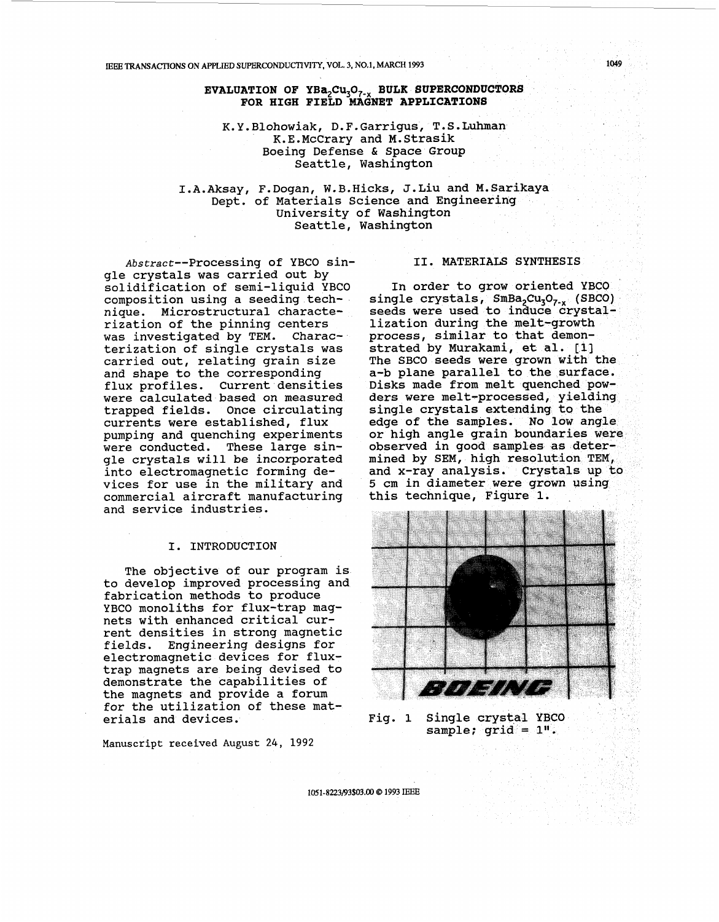# EVALUATION OF $YBa_2Cu_3O_{7-x}$ BULK SUPERCONDUCTORS FOR HIGH FIELD MAGNET APPLICATIONS

K.Y.Blohowiak, D.F.Garrigus, T.S.Luhman
K.E.McCrary and M.Strasik
Boeing Defense & Space Group
Seattle, Washington

I.A.Aksay, F.Dogan, W.B.Hicks, J.Liu and M.Sarikaya
Dept. of Materials Science and Engineering
University of Washington
Seattle, Washington

*Abstract*--Processing of YBCO single crystals was carried out by solidification of semi-liquid YBCO composition using a seeding technique. Microstructural characterization of the pinning centers was investigated by TEM. Characterization of single crystals was carried out, relating grain size and shape to the corresponding flux profiles. Current densities were calculated based on measured trapped fields. Once circulating currents were established, flux pumping and quenching experiments were conducted. These large single crystals will be incorporated into electromagnetic forming devices for use in the military and commercial aircraft manufacturing and service industries.

## I. INTRODUCTION

The objective of our program is to develop improved processing and fabrication methods to produce YBCO monoliths for flux-trap magnets with enhanced critical current densities in strong magnetic fields. Engineering designs for electromagnetic devices for flux-trap magnets are being devised to demonstrate the capabilities of the magnets and provide a forum for the utilization of these materials and devices.

Manuscript received August 24, 1992

## II. MATERIALS SYNTHESIS

In order to grow oriented YBCO single crystals, $SmBa_2Cu_3O_{7-x}$ (SBCO) seeds were used to induce crystallization during the melt-growth process, similar to that demonstrated by Murakami, et al. [1] The SBCO seeds were grown with the a-b plane parallel to the surface. Disks made from melt quenched powders were melt-processed, yielding single crystals extending to the edge of the samples. No low angle or high angle grain boundaries were observed in good samples as determined by SEM, high resolution TEM, and x-ray analysis. Crystals up to 5 cm in diameter were grown using this technique, Figure 1.

Fig. 1 Single crystal YBCO sample; grid = 1".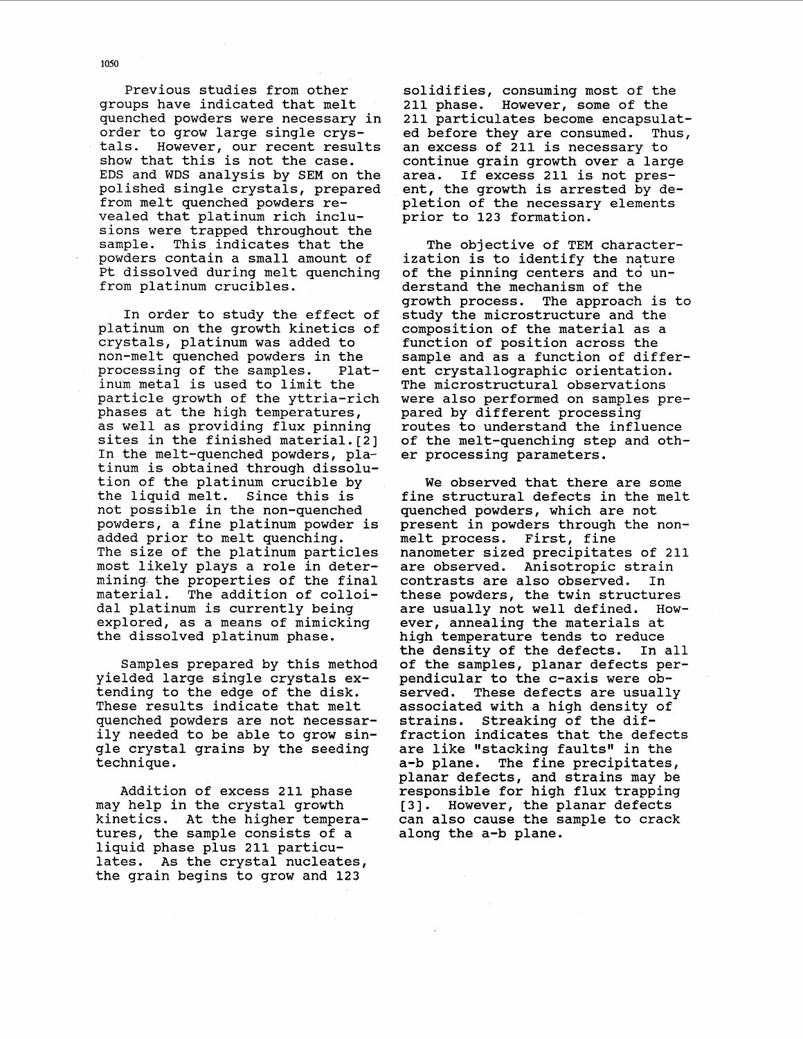Previous studies from other groups have indicated that melt quenched powders were necessary in order to grow large single crystals. However, our recent results show that this is not the case. EDS and WDS analysis by SEM on the polished single crystals, prepared from melt quenched powders revealed that platinum rich inclusions were trapped throughout the sample. This indicates that the powders contain a small amount of Pt dissolved during melt quenching from platinum crucibles.

In order to study the effect of platinum on the growth kinetics of crystals, platinum was added to non-melt quenched powders in the processing of the samples. Platinum metal is used to limit the particle growth of the yttria-rich phases at the high temperatures, as well as providing flux pinning sites in the finished material.[2] In the melt-quenched powders, platinum is obtained through dissolution of the platinum crucible by the liquid melt. Since this is not possible in the non-quenched powders, a fine platinum powder is added prior to melt quenching. The size of the platinum particles most likely plays a role in determining the properties of the final material. The addition of colloidal platinum is currently being explored, as a means of mimicking the dissolved platinum phase.

Samples prepared by this method yielded large single crystals extending to the edge of the disk. These results indicate that melt quenched powders are not necessarily needed to be able to grow single crystal grains by the seeding technique.

Addition of excess 211 phase may help in the crystal growth kinetics. At the higher temperatures, the sample consists of a liquid phase plus 211 particulates. As the crystal nucleates, the grain begins to grow and 123 solidifies, consuming most of the 211 phase. However, some of the 211 particulates become encapsulated before they are consumed. Thus, an excess of 211 is necessary to continue grain growth over a large area. If excess 211 is not present, the growth is arrested by depletion of the necessary elements prior to 123 formation.

The objective of TEM characterization is to identify the nature of the pinning centers and to understand the mechanism of the growth process. The approach is to study the microstructure and the composition of the material as a function of position across the sample and as a function of different crystallographic orientation. The microstructural observations were also performed on samples prepared by different processing routes to understand the influence of the melt-quenching step and other processing parameters.

We observed that there are some fine structural defects in the melt quenched powders, which are not present in powders through the non-melt process. First, fine nanometer sized precipitates of 211 are observed. Anisotropic strain contrasts are also observed. In these powders, the twin structures are usually not well defined. However, annealing the materials at high temperature tends to reduce the density of the defects. In all of the samples, planar defects perpendicular to the c-axis were observed. These defects are usually associated with a high density of strains. Streaking of the diffraction indicates that the defects are like "stacking faults" in the a-b plane. The fine precipitates, planar defects, and strains may be responsible for high flux trapping [3]. However, the planar defects can also cause the sample to crack along the a-b plane.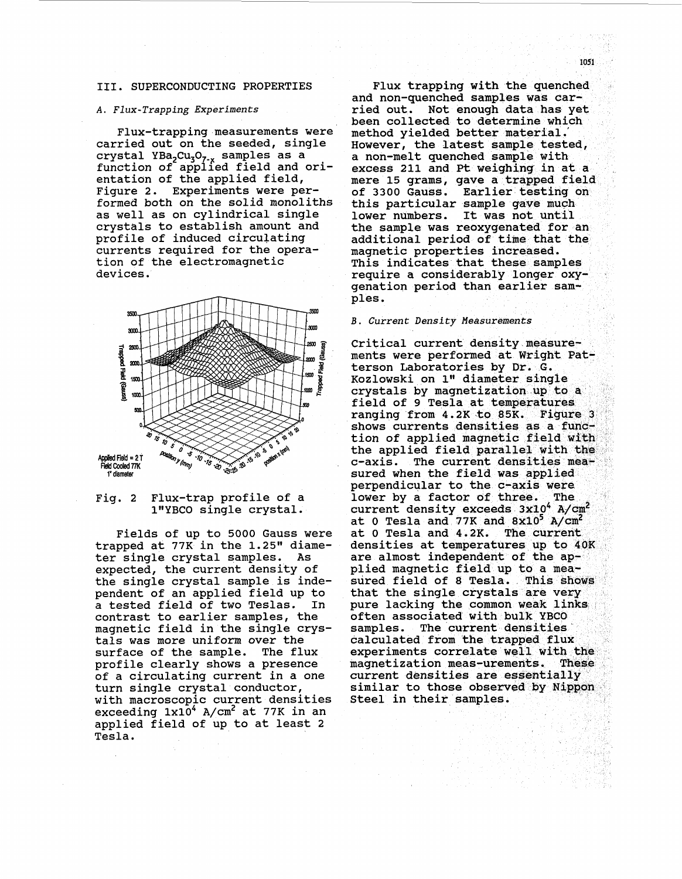## III. SUPERCONDUCTING PROPERTIES

### *A. Flux-Trapping Experiments*

Flux-trapping measurements were carried out on the seeded, single crystal $YBa_2Cu_3O_{7-x}$ samples as a function of applied field and orientation of the applied field, Figure 2. Experiments were performed both on the solid monoliths as well as on cylindrical single crystals to establish amount and profile of induced circulating currents required for the operation of the electromagnetic devices.

Fig. 2 Flux-trap profile of a 1"YBCO single crystal.

Fields of up to 5000 Gauss were trapped at 77K in the 1.25" diameter single crystal samples. As expected, the current density of the single crystal sample is independent of an applied field up to a tested field of two Teslas. In contrast to earlier samples, the magnetic field in the single crystals was more uniform over the surface of the sample. The flux profile clearly shows a presence of a circulating current in a one turn single crystal conductor, with macroscopic current densities exceeding $1x10^4$ A/cm$^2$ at 77K in an applied field of up to at least 2 Tesla.

Flux trapping with the quenched and non-quenched samples was carried out. Not enough data has yet been collected to determine which method yielded better material. However, the latest sample tested, a non-melt quenched sample with excess 211 and Pt weighing in at a mere 15 grams, gave a trapped field of 3300 Gauss. Earlier testing on this particular sample gave much lower numbers. It was not until the sample was reoxygenated for an additional period of time that the magnetic properties increased. This indicates that these samples require a considerably longer oxygenation period than earlier samples.

### *B. Current Density Measurements*

Critical current density measurements were performed at Wright Patterson Laboratories by Dr. G. Kozlowski on 1" diameter single crystals by magnetization up to a field of 9 Tesla at temperatures ranging from 4.2K to 85K. Figure 3 shows currents densities as a function of applied magnetic field with the applied field parallel with the c-axis. The current densities measured when the field was applied perpendicular to the c-axis were lower by a factor of three. The current density exceeds $3x10^4$ A/cm$^2$ at 0 Tesla and 77K and $8x10^5$ A/cm$^2$ at 0 Tesla and 4.2K. The current densities at temperatures up to 40K are almost independent of the applied magnetic field up to a measured field of 8 Tesla. This shows that the single crystals are very pure lacking the common weak links often associated with bulk YBCO samples. The current densities calculated from the trapped flux experiments correlate well with the magnetization meas-urements. These current densities are essentially similar to those observed by Nippon Steel in their samples.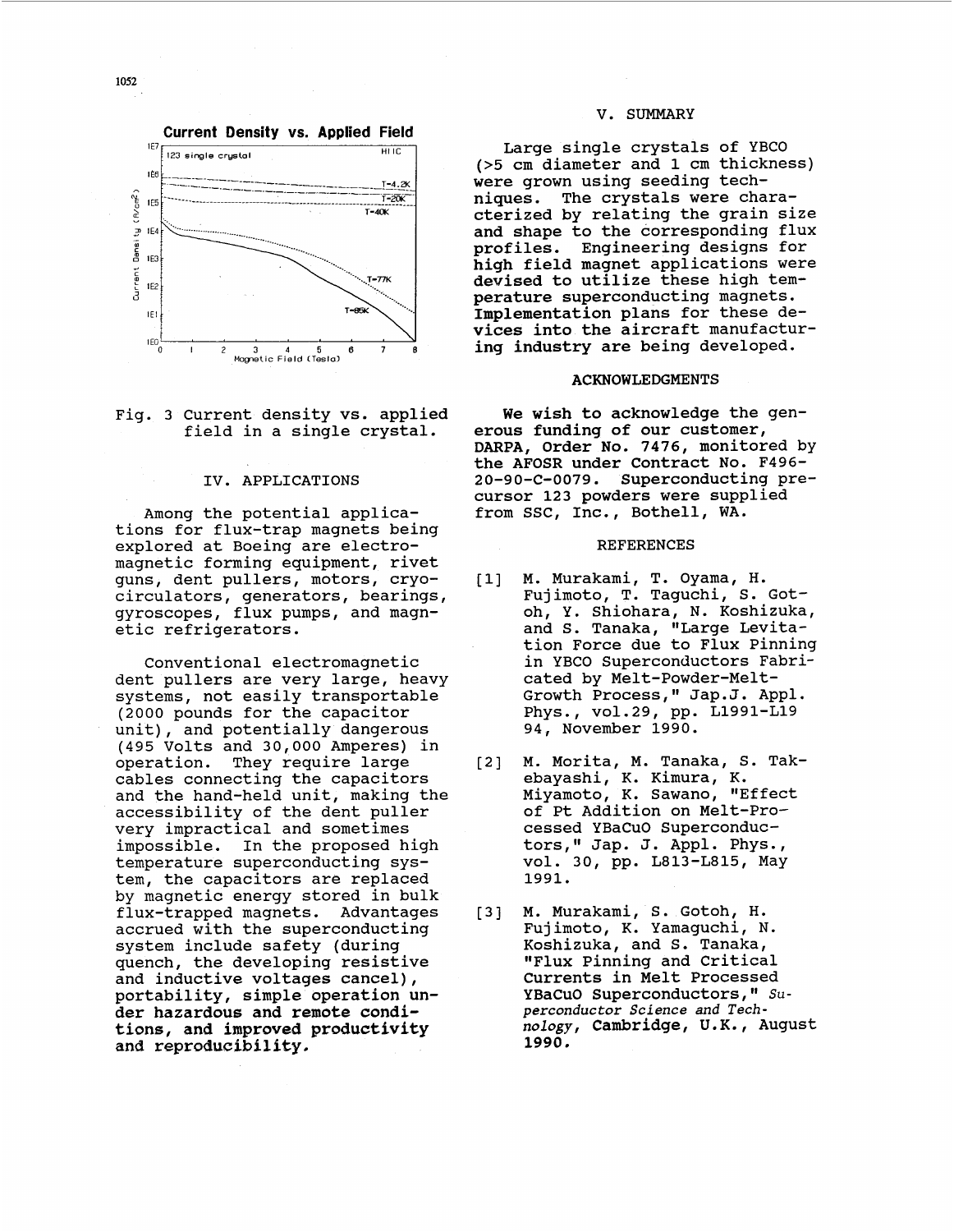**Current Density vs. Applied Field**

123 single crystal

H||C

1E7
1E6
1E5
1E4
1E3
1E2
1E1
1E0

Current Density (A/cm²)

T-4.2K
T-20K
T-40K
T-77K
T-85K

0 1 2 3 4 5 6 7 8
Magnetic Field (Tesla)

Fig. 3 Current density vs. applied field in a single crystal.

## IV. APPLICATIONS

Among the potential applications for flux-trap magnets being explored at Boeing are electromagnetic forming equipment, rivet guns, dent pullers, motors, cryocirculators, generators, bearings, gyroscopes, flux pumps, and magnetic refrigerators.

Conventional electromagnetic dent pullers are very large, heavy systems, not easily transportable (2000 pounds for the capacitor unit), and potentially dangerous (495 Volts and 30,000 Amperes) in operation. They require large cables connecting the capacitors and the hand-held unit, making the accessibility of the dent puller very impractical and sometimes impossible. In the proposed high temperature superconducting system, the capacitors are replaced by magnetic energy stored in bulk flux-trapped magnets. Advantages accrued with the superconducting system include safety (during quench, the developing resistive and inductive voltages cancel), portability, simple operation under hazardous and remote conditions, and improved productivity and reproducibility.

## V. SUMMARY

Large single crystals of YBCO (>5 cm diameter and 1 cm thickness) were grown using seeding techniques. The crystals were characterized by relating the grain size and shape to the corresponding flux profiles. Engineering designs for high field magnet applications were devised to utilize these high temperature superconducting magnets. Implementation plans for these devices into the aircraft manufacturing industry are being developed.

## ACKNOWLEDGMENTS

We wish to acknowledge the generous funding of our customer, DARPA, Order No. 7476, monitored by the AFOSR under Contract No. F49620-90-C-0079. Superconducting precursor 123 powders were supplied from SSC, Inc., Bothell, WA.

## REFERENCES

[1] M. Murakami, T. Oyama, H. Fujimoto, T. Taguchi, S. Gotoh, Y. Shiohara, N. Koshizuka, and S. Tanaka, "Large Levitation Force due to Flux Pinning in YBCO Superconductors Fabricated by Melt-Powder-Melt-Growth Process," Jap.J. Appl. Phys., vol.29, pp. L1991-L1994, November 1990.

[2] M. Morita, M. Tanaka, S. Takebayashi, K. Kimura, K. Miyamoto, K. Sawano, "Effect of Pt Addition on Melt-Processed YBaCuO Superconductors," Jap. J. Appl. Phys., vol. 30, pp. L813-L815, May 1991.

[3] M. Murakami, S. Gotoh, H. Fujimoto, K. Yamaguchi, N. Koshizuka, and S. Tanaka, "Flux Pinning and Critical Currents in Melt Processed YBaCuO Superconductors," *Superconductor Science and Technology*, Cambridge, U.K., August 1990.